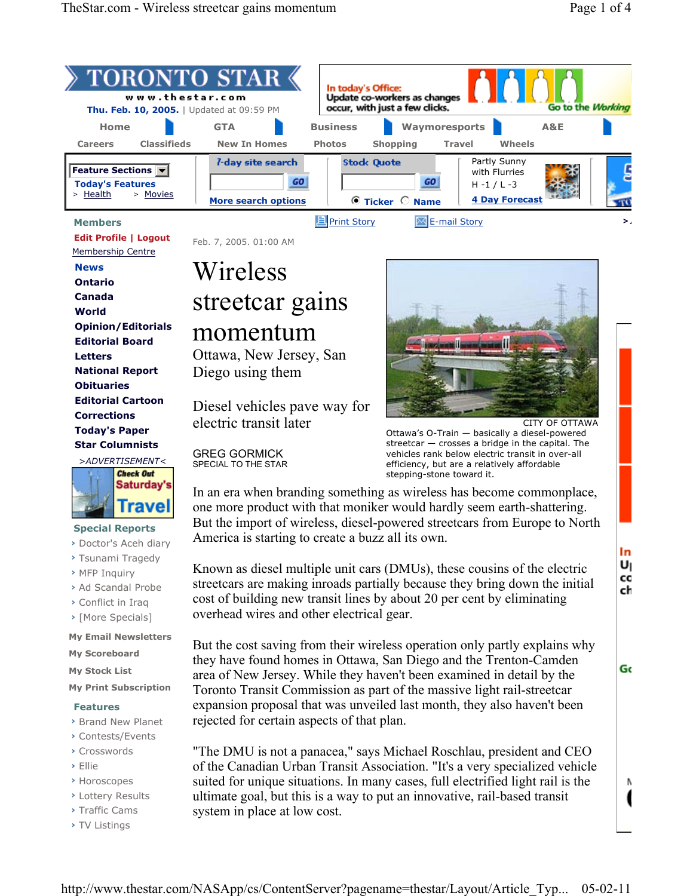Feb. 7, 2005. 01:00 AM

# Wireless streetcar gains momentum

## Ottawa, New Jersey, San Diego using them

### Diesel vehicles pave way for electric transit later

GREG GORMICK
SPECIAL TO THE STAR

CITY OF OTTAWA
Ottawa's O-Train — basically a diesel-powered streetcar — crosses a bridge in the capital. The vehicles rank below electric transit in over-all efficiency, but are a relatively affordable stepping-stone toward it.

In an era when branding something as wireless has become commonplace, one more product with that moniker would hardly seem earth-shattering. But the import of wireless, diesel-powered streetcars from Europe to North America is starting to create a buzz all its own.

Known as diesel multiple unit cars (DMUs), these cousins of the electric streetcars are making inroads partially because they bring down the initial cost of building new transit lines by about 20 per cent by eliminating overhead wires and other electrical gear.

But the cost saving from their wireless operation only partly explains why they have found homes in Ottawa, San Diego and the Trenton-Camden area of New Jersey. While they haven't been examined in detail by the Toronto Transit Commission as part of the massive light rail-streetcar expansion proposal that was unveiled last month, they also haven't been rejected for certain aspects of that plan.

"The DMU is not a panacea," says Michael Roschlau, president and CEO of the Canadian Urban Transit Association. "It's a very specialized vehicle suited for unique situations. In many cases, full electrified light rail is the ultimate goal, but this is a way to put an innovative, rail-based transit system in place at low cost.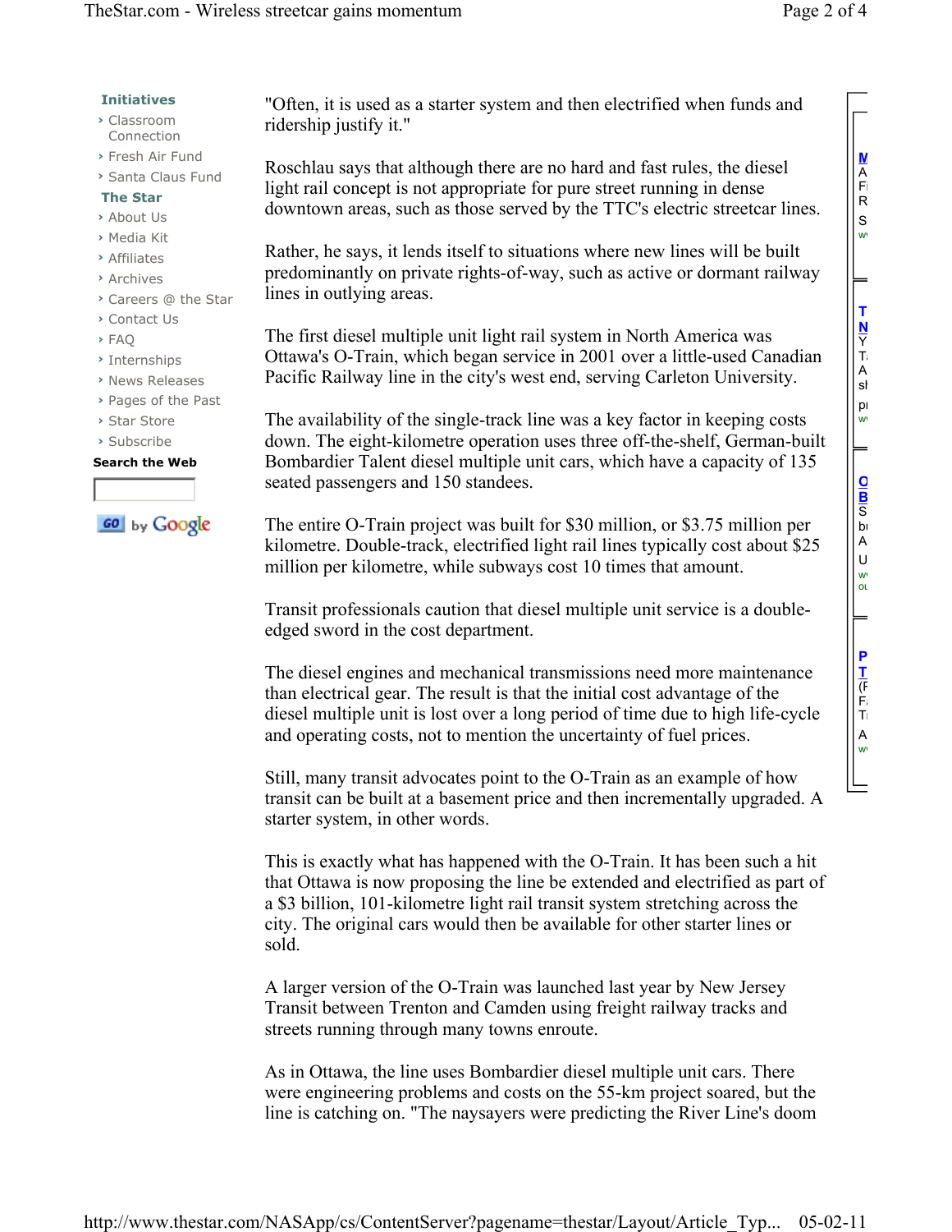"Often, it is used as a starter system and then electrified when funds and ridership justify it."

Roschlau says that although there are no hard and fast rules, the diesel light rail concept is not appropriate for pure street running in dense downtown areas, such as those served by the TTC's electric streetcar lines.

Rather, he says, it lends itself to situations where new lines will be built predominantly on private rights-of-way, such as active or dormant railway lines in outlying areas.

The first diesel multiple unit light rail system in North America was Ottawa's O-Train, which began service in 2001 over a little-used Canadian Pacific Railway line in the city's west end, serving Carleton University.

The availability of the single-track line was a key factor in keeping costs down. The eight-kilometre operation uses three off-the-shelf, German-built Bombardier Talent diesel multiple unit cars, which have a capacity of 135 seated passengers and 150 standees.

The entire O-Train project was built for $30 million, or $3.75 million per kilometre. Double-track, electrified light rail lines typically cost about $25 million per kilometre, while subways cost 10 times that amount.

Transit professionals caution that diesel multiple unit service is a double-edged sword in the cost department.

The diesel engines and mechanical transmissions need more maintenance than electrical gear. The result is that the initial cost advantage of the diesel multiple unit is lost over a long period of time due to high life-cycle and operating costs, not to mention the uncertainty of fuel prices.

Still, many transit advocates point to the O-Train as an example of how transit can be built at a basement price and then incrementally upgraded. A starter system, in other words.

This is exactly what has happened with the O-Train. It has been such a hit that Ottawa is now proposing the line be extended and electrified as part of a $3 billion, 101-kilometre light rail transit system stretching across the city. The original cars would then be available for other starter lines or sold.

A larger version of the O-Train was launched last year by New Jersey Transit between Trenton and Camden using freight railway tracks and streets running through many towns enroute.

As in Ottawa, the line uses Bombardier diesel multiple unit cars. There were engineering problems and costs on the 55-km project soared, but the line is catching on. "The naysayers were predicting the River Line's doom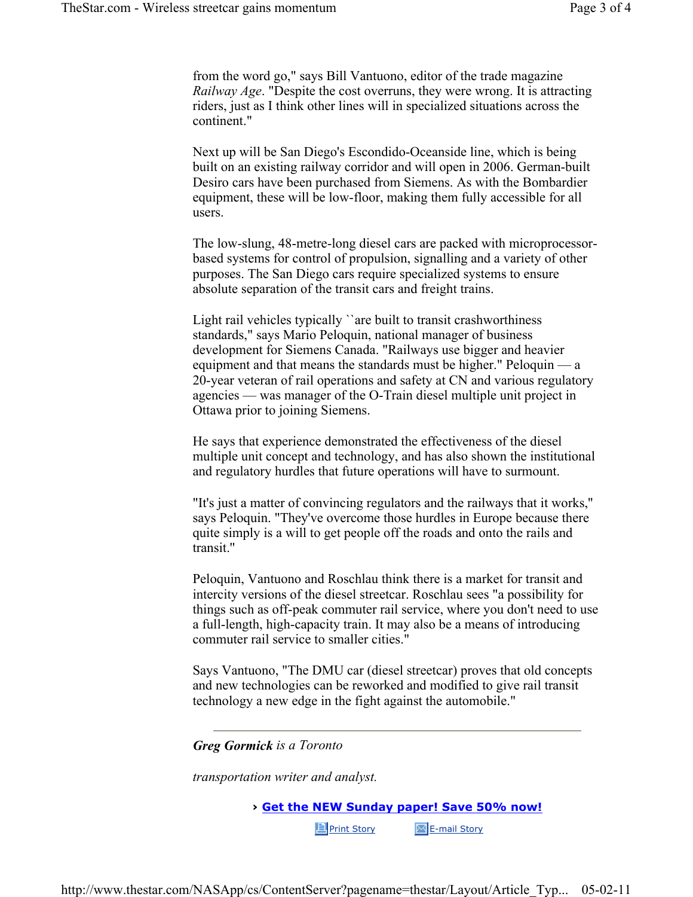from the word go," says Bill Vantuono, editor of the trade magazine *Railway Age*. "Despite the cost overruns, they were wrong. It is attracting riders, just as I think other lines will in specialized situations across the continent."

Next up will be San Diego's Escondido-Oceanside line, which is being built on an existing railway corridor and will open in 2006. German-built Desiro cars have been purchased from Siemens. As with the Bombardier equipment, these will be low-floor, making them fully accessible for all users.

The low-slung, 48-metre-long diesel cars are packed with microprocessor-based systems for control of propulsion, signalling and a variety of other purposes. The San Diego cars require specialized systems to ensure absolute separation of the transit cars and freight trains.

Light rail vehicles typically ``are built to transit crashworthiness standards," says Mario Peloquin, national manager of business development for Siemens Canada. "Railways use bigger and heavier equipment and that means the standards must be higher." Peloquin — a 20-year veteran of rail operations and safety at CN and various regulatory agencies — was manager of the O-Train diesel multiple unit project in Ottawa prior to joining Siemens.

He says that experience demonstrated the effectiveness of the diesel multiple unit concept and technology, and has also shown the institutional and regulatory hurdles that future operations will have to surmount.

"It's just a matter of convincing regulators and the railways that it works," says Peloquin. "They've overcome those hurdles in Europe because there quite simply is a will to get people off the roads and onto the rails and transit."

Peloquin, Vantuono and Roschlau think there is a market for transit and intercity versions of the diesel streetcar. Roschlau sees "a possibility for things such as off-peak commuter rail service, where you don't need to use a full-length, high-capacity train. It may also be a means of introducing commuter rail service to smaller cities."

Says Vantuono, "The DMU car (diesel streetcar) proves that old concepts and new technologies can be reworked and modified to give rail transit technology a new edge in the fight against the automobile."

---

***Greg Gormick** is a Toronto*

*transportation writer and analyst.*

› **Get the NEW Sunday paper! Save 50% now!**

Print Story     E-mail Story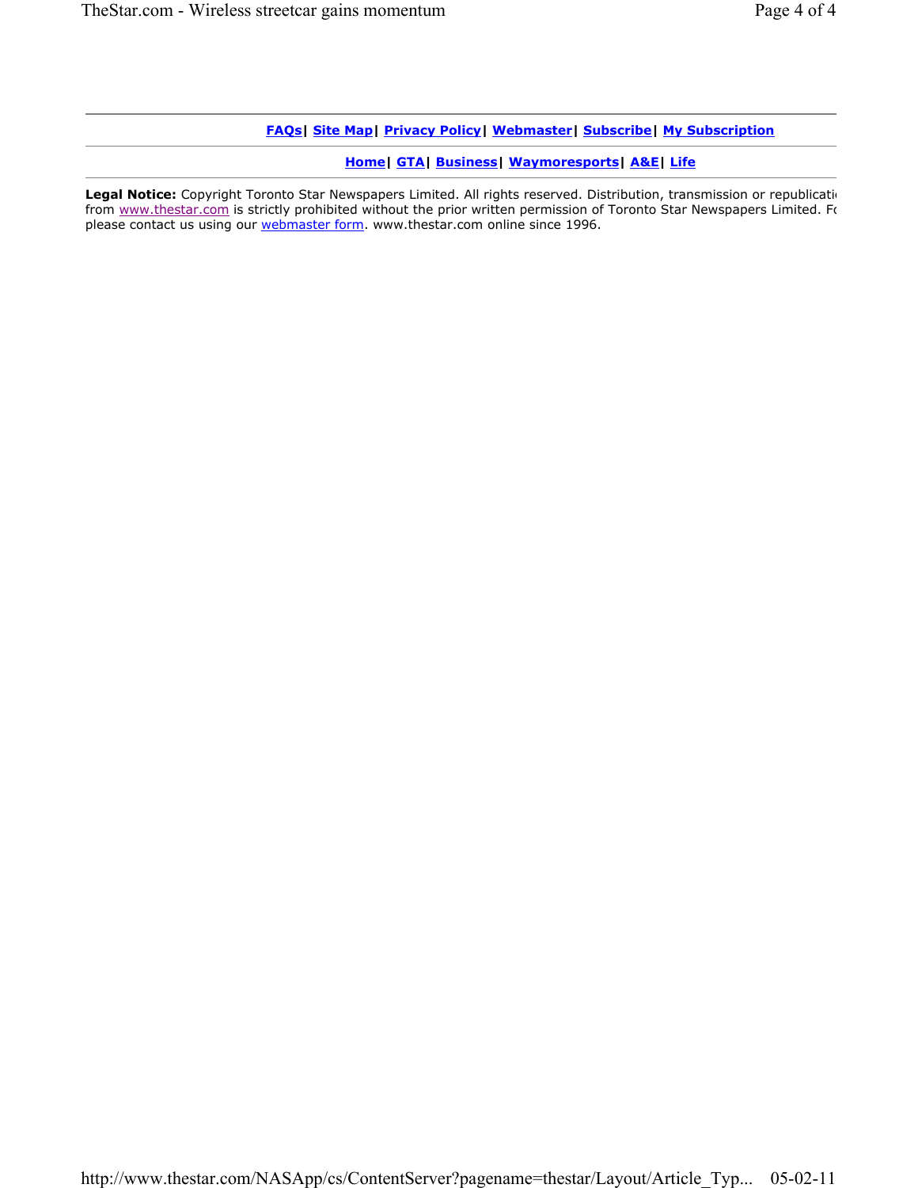**FAQs**| **Site Map**| **Privacy Policy**| **Webmaster**| **Subscribe**| **My Subscription**

**Home**| **GTA**| **Business**| **Waymoresports**| **A&E**| **Life**

**Legal Notice:** Copyright Toronto Star Newspapers Limited. All rights reserved. Distribution, transmission or republicati from www.thestar.com is strictly prohibited without the prior written permission of Toronto Star Newspapers Limited. Fo please contact us using our webmaster form. www.thestar.com online since 1996.